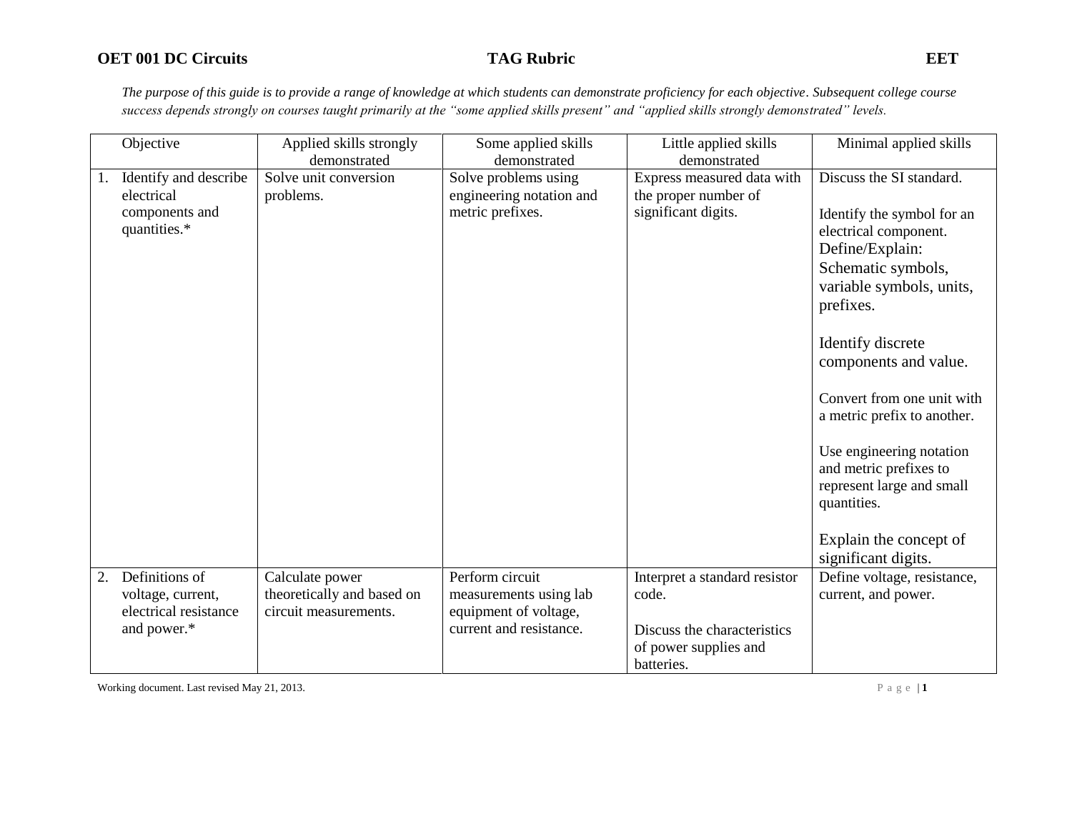**OET 001 DC Circuits** **TAG Rubric** **EET**

*The purpose of this guide is to provide a range of knowledge at which students can demonstrate proficiency for each objective. Subsequent college course success depends strongly on courses taught primarily at the "some applied skills present" and "applied skills strongly demonstrated" levels.*

| Objective | Applied skills strongly demonstrated | Some applied skills demonstrated | Little applied skills demonstrated | Minimal applied skills |
|---|---|---|---|---|
| 1. Identify and describe electrical components and quantities.* | Solve unit conversion problems. | Solve problems using engineering notation and metric prefixes. | Express measured data with the proper number of significant digits. | Discuss the SI standard.<br><br>Identify the symbol for an electrical component.<br>Define/Explain: Schematic symbols, variable symbols, units, prefixes.<br><br>Identify discrete components and value.<br><br>Convert from one unit with a metric prefix to another.<br><br>Use engineering notation and metric prefixes to represent large and small quantities.<br><br>Explain the concept of significant digits. |
| 2. Definitions of voltage, current, electrical resistance and power.* | Calculate power theoretically and based on circuit measurements. | Perform circuit measurements using lab equipment of voltage, current and resistance. | Interpret a standard resistor code.<br><br>Discuss the characteristics of power supplies and batteries. | Define voltage, resistance, current, and power. |

Working document. Last revised May 21, 2013.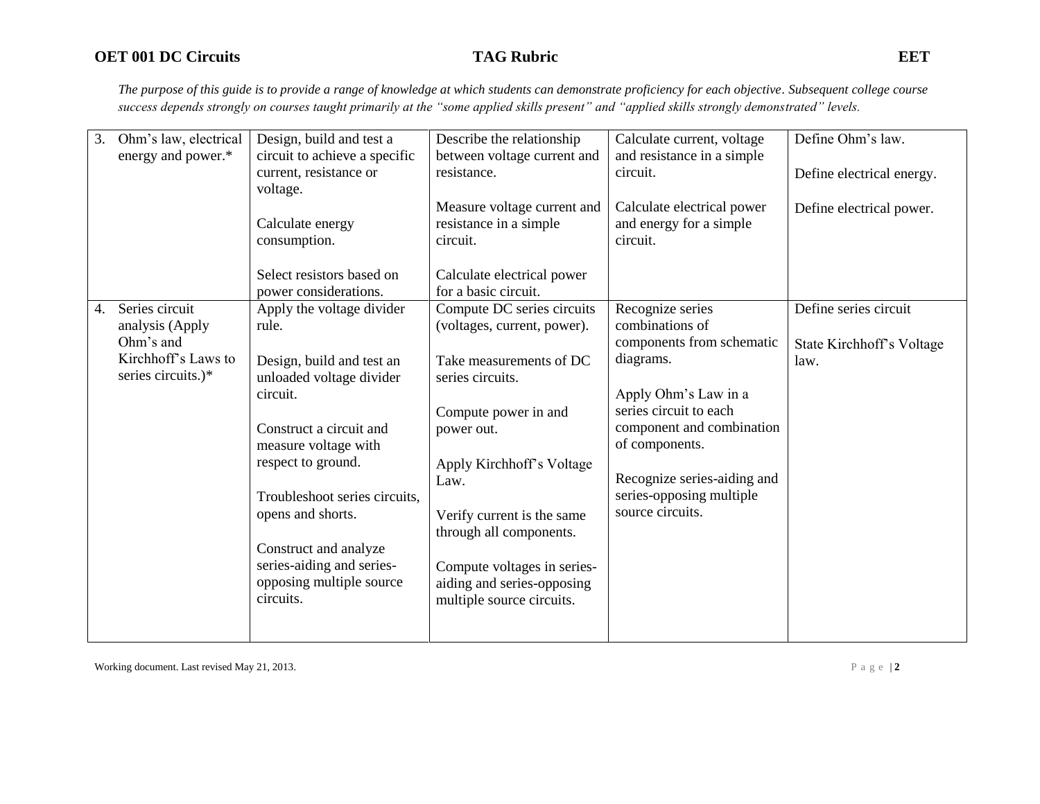*The purpose of this guide is to provide a range of knowledge at which students can demonstrate proficiency for each objective. Subsequent college course success depends strongly on courses taught primarily at the "some applied skills present" and "applied skills strongly demonstrated" levels.*

| | | | | |
|---|---|---|---|---|
| 3. Ohm's law, electrical energy and power.* | Design, build and test a circuit to achieve a specific current, resistance or voltage.<br><br>Calculate energy consumption.<br><br>Select resistors based on power considerations. | Describe the relationship between voltage current and resistance.<br><br>Measure voltage current and resistance in a simple circuit.<br><br>Calculate electrical power for a basic circuit. | Calculate current, voltage and resistance in a simple circuit.<br><br>Calculate electrical power and energy for a simple circuit. | Define Ohm's law.<br><br>Define electrical energy.<br><br>Define electrical power. |
| 4. Series circuit analysis (Apply Ohm's and Kirchhoff's Laws to series circuits.)* | Apply the voltage divider rule.<br><br>Design, build and test an unloaded voltage divider circuit.<br><br>Construct a circuit and measure voltage with respect to ground.<br><br>Troubleshoot series circuits, opens and shorts.<br><br>Construct and analyze series-aiding and series-opposing multiple source circuits. | Compute DC series circuits (voltages, current, power).<br><br>Take measurements of DC series circuits.<br><br>Compute power in and power out.<br><br>Apply Kirchhoff's Voltage Law.<br><br>Verify current is the same through all components.<br><br>Compute voltages in series-aiding and series-opposing multiple source circuits. | Recognize series combinations of components from schematic diagrams.<br><br>Apply Ohm's Law in a series circuit to each component and combination of components.<br><br>Recognize series-aiding and series-opposing multiple source circuits. | Define series circuit<br><br>State Kirchhoff's Voltage law. |

Working document. Last revised May 21, 2013.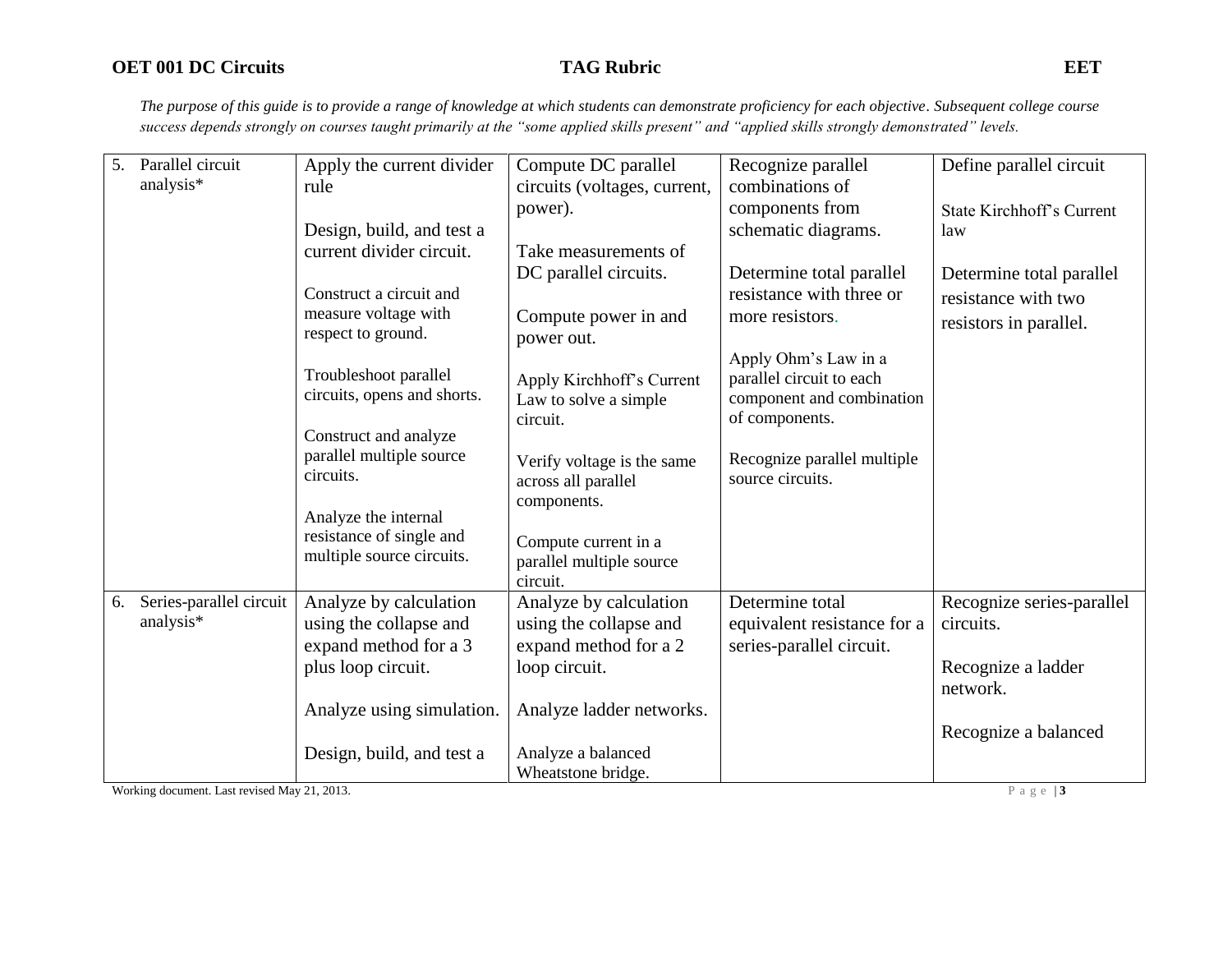*The purpose of this guide is to provide a range of knowledge at which students can demonstrate proficiency for each objective. Subsequent college course success depends strongly on courses taught primarily at the "some applied skills present" and "applied skills strongly demonstrated" levels.*

| | | | | |
|---|---|---|---|---|
| 5. Parallel circuit analysis* | Apply the current divider rule<br><br>Design, build, and test a current divider circuit.<br><br>Construct a circuit and measure voltage with respect to ground.<br><br>Troubleshoot parallel circuits, opens and shorts.<br><br>Construct and analyze parallel multiple source circuits.<br><br>Analyze the internal resistance of single and multiple source circuits. | Compute DC parallel circuits (voltages, current, power).<br><br>Take measurements of DC parallel circuits.<br><br>Compute power in and power out.<br><br>Apply Kirchhoff's Current Law to solve a simple circuit.<br><br>Verify voltage is the same across all parallel components.<br><br>Compute current in a parallel multiple source circuit. | Recognize parallel combinations of components from schematic diagrams.<br><br>Determine total parallel resistance with three or more resistors.<br><br>Apply Ohm's Law in a parallel circuit to each component and combination of components.<br><br>Recognize parallel multiple source circuits. | Define parallel circuit<br><br>State Kirchhoff's Current law<br><br>Determine total parallel resistance with two resistors in parallel. |
| 6. Series-parallel circuit analysis* | Analyze by calculation using the collapse and expand method for a 3 plus loop circuit.<br><br>Analyze using simulation.<br><br>Design, build, and test a | Analyze by calculation using the collapse and expand method for a 2 loop circuit.<br><br>Analyze ladder networks.<br><br>Analyze a balanced Wheatstone bridge. | Determine total equivalent resistance for a series-parallel circuit. | Recognize series-parallel circuits.<br><br>Recognize a ladder network.<br><br>Recognize a balanced |

Working document. Last revised May 21, 2013.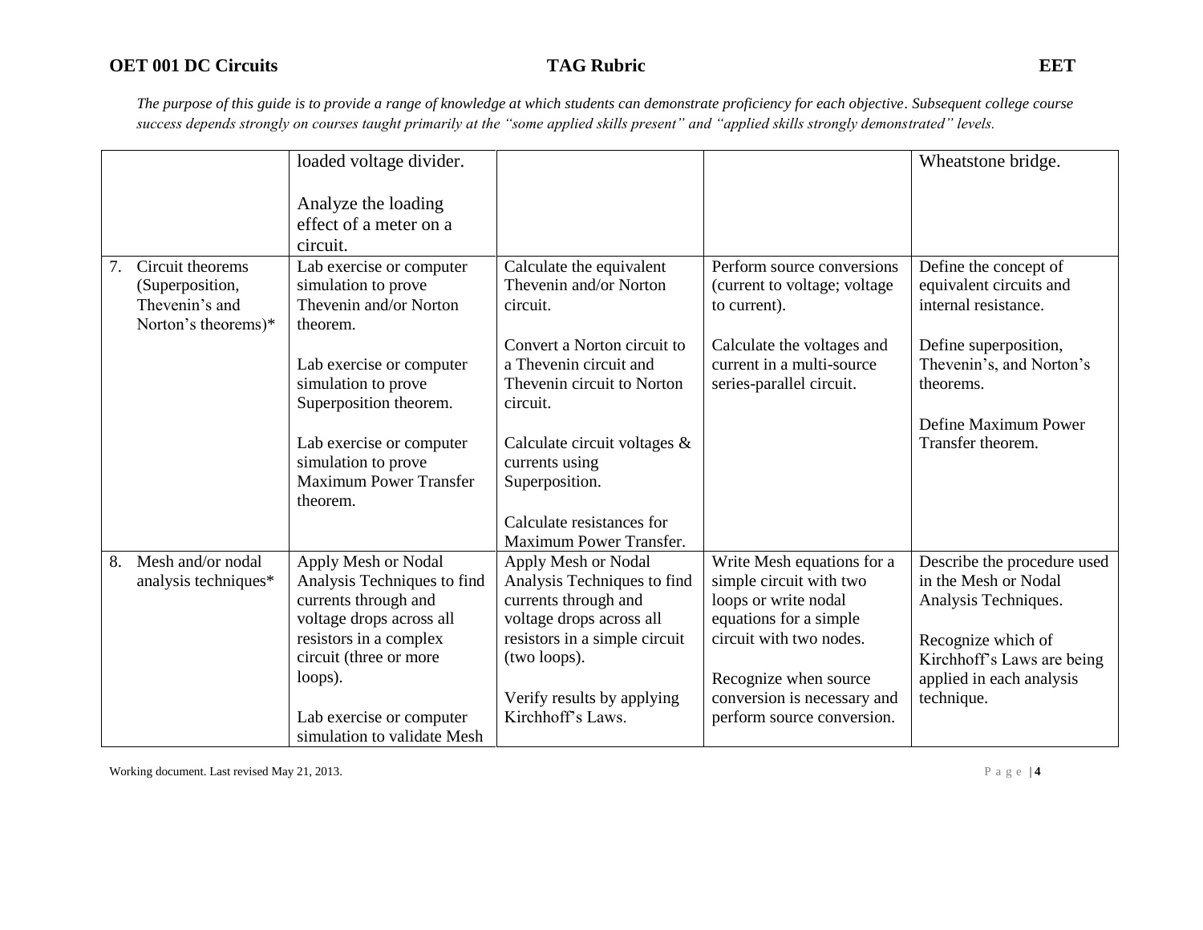*The purpose of this guide is to provide a range of knowledge at which students can demonstrate proficiency for each objective. Subsequent college course success depends strongly on courses taught primarily at the "some applied skills present" and "applied skills strongly demonstrated" levels.*

| | | | | |
|---|---|---|---|---|
| | loaded voltage divider.<br><br>Analyze the loading effect of a meter on a circuit. | | | Wheatstone bridge. |
| 7. Circuit theorems (Superposition, Thevenin's and Norton's theorems)* | Lab exercise or computer simulation to prove Thevenin and/or Norton theorem.<br><br>Lab exercise or computer simulation to prove Superposition theorem.<br><br>Lab exercise or computer simulation to prove Maximum Power Transfer theorem. | Calculate the equivalent Thevenin and/or Norton circuit.<br><br>Convert a Norton circuit to a Thevenin circuit and Thevenin circuit to Norton circuit.<br><br>Calculate circuit voltages & currents using Superposition.<br><br>Calculate resistances for Maximum Power Transfer. | Perform source conversions (current to voltage; voltage to current).<br><br>Calculate the voltages and current in a multi-source series-parallel circuit. | Define the concept of equivalent circuits and internal resistance.<br><br>Define superposition, Thevenin's, and Norton's theorems.<br><br>Define Maximum Power Transfer theorem. |
| 8. Mesh and/or nodal analysis techniques* | Apply Mesh or Nodal Analysis Techniques to find currents through and voltage drops across all resistors in a complex circuit (three or more loops).<br><br>Lab exercise or computer simulation to validate Mesh | Apply Mesh or Nodal Analysis Techniques to find currents through and voltage drops across all resistors in a simple circuit (two loops).<br><br>Verify results by applying Kirchhoff's Laws. | Write Mesh equations for a simple circuit with two loops or write nodal equations for a simple circuit with two nodes.<br><br>Recognize when source conversion is necessary and perform source conversion. | Describe the procedure used in the Mesh or Nodal Analysis Techniques.<br><br>Recognize which of Kirchhoff's Laws are being applied in each analysis technique. |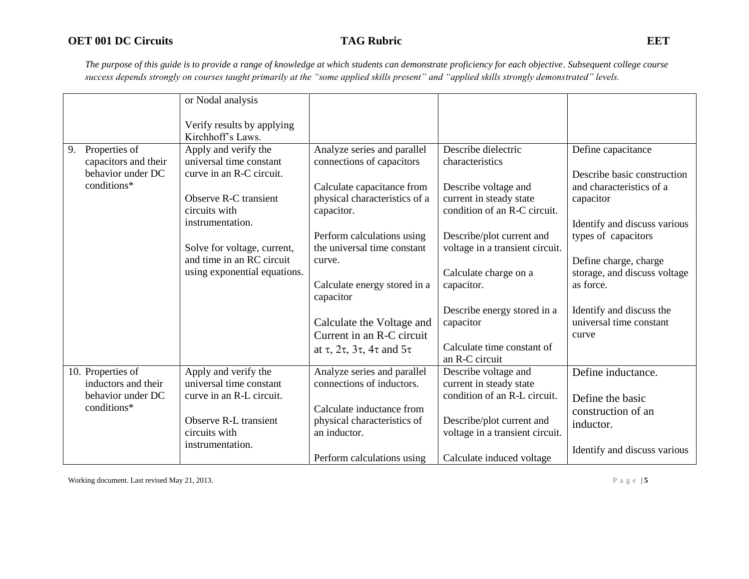*The purpose of this guide is to provide a range of knowledge at which students can demonstrate proficiency for each objective. Subsequent college course success depends strongly on courses taught primarily at the "some applied skills present" and "applied skills strongly demonstrated" levels.*

| | | | | |
|---|---|---|---|---|
| | or Nodal analysis<br><br>Verify results by applying Kirchhoff's Laws. | | | |
| 9. Properties of capacitors and their behavior under DC conditions* | Apply and verify the universal time constant curve in an R-C circuit.<br><br>Observe R-C transient circuits with instrumentation.<br><br>Solve for voltage, current, and time in an RC circuit using exponential equations. | Analyze series and parallel connections of capacitors<br><br>Calculate capacitance from physical characteristics of a capacitor.<br><br>Perform calculations using the universal time constant curve.<br><br>Calculate energy stored in a capacitor<br><br>Calculate the Voltage and Current in an R-C circuit at $\tau$, $2\tau$, $3\tau$, $4\tau$ and $5\tau$ | Describe dielectric characteristics<br><br>Describe voltage and current in steady state condition of an R-C circuit.<br><br>Describe/plot current and voltage in a transient circuit.<br><br>Calculate charge on a capacitor.<br><br>Describe energy stored in a capacitor<br><br>Calculate time constant of an R-C circuit | Define capacitance<br><br>Describe basic construction and characteristics of a capacitor<br><br>Identify and discuss various types of capacitors<br><br>Define charge, charge storage, and discuss voltage as force.<br><br>Identify and discuss the universal time constant curve |
| 10. Properties of inductors and their behavior under DC conditions* | Apply and verify the universal time constant curve in an R-L circuit.<br><br>Observe R-L transient circuits with instrumentation. | Analyze series and parallel connections of inductors.<br><br>Calculate inductance from physical characteristics of an inductor.<br><br>Perform calculations using | Describe voltage and current in steady state condition of an R-L circuit.<br><br>Describe/plot current and voltage in a transient circuit.<br><br>Calculate induced voltage | Define inductance.<br><br>Define the basic construction of an inductor.<br><br>Identify and discuss various |

Working document. Last revised May 21, 2013.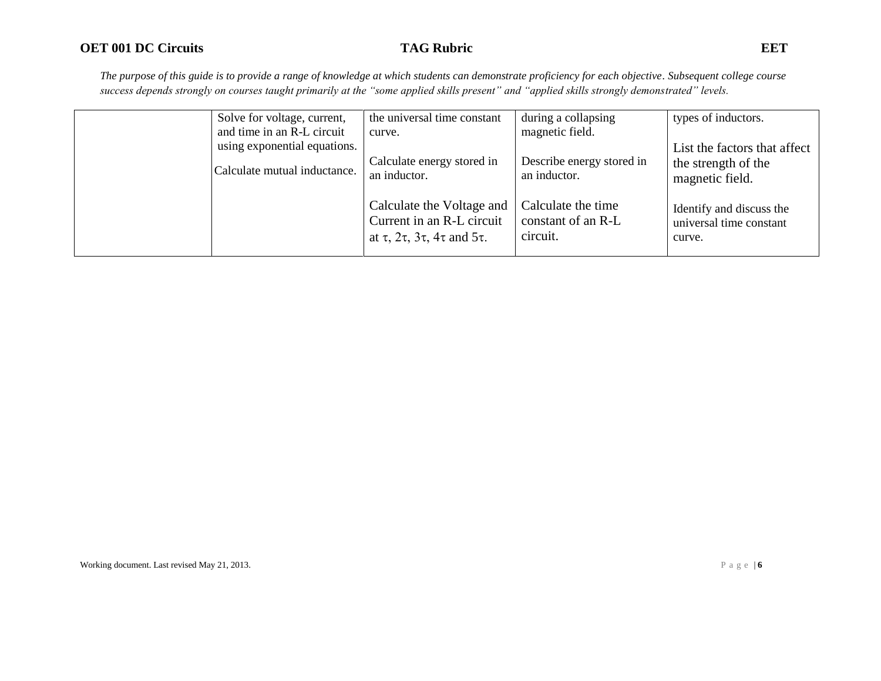*The purpose of this guide is to provide a range of knowledge at which students can demonstrate proficiency for each objective. Subsequent college course success depends strongly on courses taught primarily at the "some applied skills present" and "applied skills strongly demonstrated" levels.*

| | | | | |
|---|---|---|---|---|
| | Solve for voltage, current, and time in an R-L circuit using exponential equations.<br><br>Calculate mutual inductance. | the universal time constant curve.<br><br>Calculate energy stored in an inductor.<br><br>Calculate the Voltage and Current in an R-L circuit at $\tau$, $2\tau$, $3\tau$, $4\tau$ and $5\tau$. | during a collapsing magnetic field.<br><br>Describe energy stored in an inductor.<br><br>Calculate the time constant of an R-L circuit. | types of inductors.<br><br>List the factors that affect the strength of the magnetic field.<br><br>Identify and discuss the universal time constant curve. |

Working document. Last revised May 21, 2013.